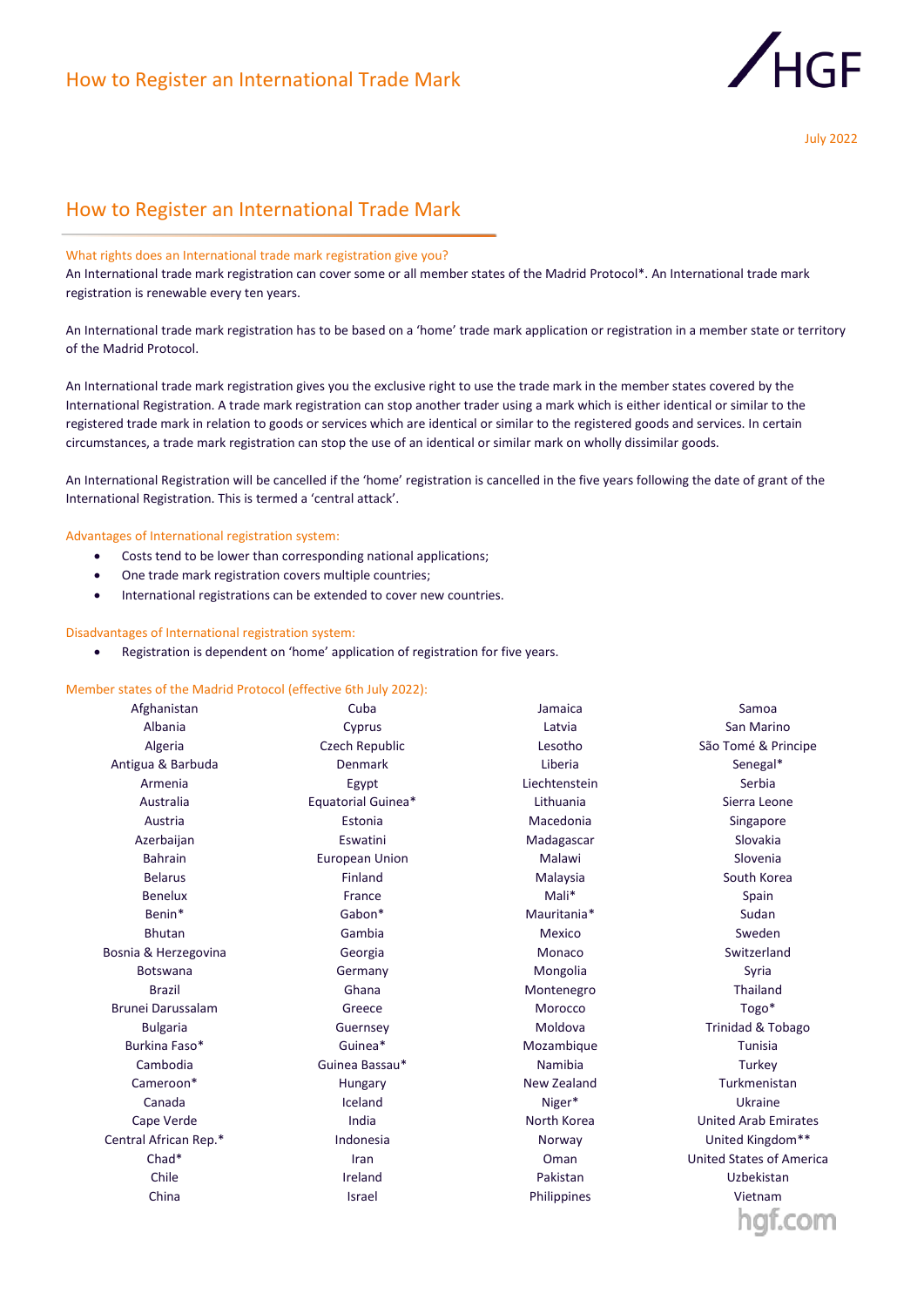# How to Register an International Trade Mark

July 2022

## How to Register an International Trade Mark

### What rights does an International trade mark registration give you?

An International trade mark registration can cover some or all member states of the Madrid Protocol*. An International trade mark registration is renewable every ten years.

An International trade mark registration has to be based on a 'home' trade mark application or registration in a member state or territory of the Madrid Protocol.

An International trade mark registration gives you the exclusive right to use the trade mark in the member states covered by the International Registration. A trade mark registration can stop another trader using a mark which is either identical or similar to the registered trade mark in relation to goods or services which are identical or similar to the registered goods and services. In certain circumstances, a trade mark registration can stop the use of an identical or similar mark on wholly dissimilar goods.

An International Registration will be cancelled if the 'home' registration is cancelled in the five years following the date of grant of the International Registration. This is termed a 'central attack'.

### Advantages of International registration system:

- Costs tend to be lower than corresponding national applications;
- One trade mark registration covers multiple countries;
- International registrations can be extended to cover new countries.

### Disadvantages of International registration system:

- Registration is dependent on 'home' application of registration for five years.

### Member states of the Madrid Protocol (effective 6th July 2022):

Afghanistan
Albania
Algeria
Antigua & Barbuda
Armenia
Australia
Austria
Azerbaijan
Bahrain
Belarus
Benelux
Benin*
Bhutan
Bosnia & Herzegovina
Botswana
Brazil
Brunei Darussalam
Bulgaria
Burkina Faso*
Cambodia
Cameroon*
Canada
Cape Verde
Central African Rep.*
Chad*
Chile
China
Cuba
Cyprus
Czech Republic
Denmark
Egypt
Equatorial Guinea*
Estonia
Eswatini
European Union
Finland
France
Gabon*
Gambia
Georgia
Germany
Ghana
Greece
Guernsey
Guinea*
Guinea Bassau*
Hungary
Iceland
India
Indonesia
Iran
Ireland
Israel
Jamaica
Latvia
Lesotho
Liberia
Liechtenstein
Lithuania
Macedonia
Madagascar
Malawi
Malaysia
Mali*
Mauritania*
Mexico
Monaco
Mongolia
Montenegro
Morocco
Moldova
Mozambique
Namibia
New Zealand
Niger*
North Korea
Norway
Oman
Pakistan
Philippines
Samoa
San Marino
São Tomé & Principe
Senegal*
Serbia
Sierra Leone
Singapore
Slovakia
Slovenia
South Korea
Spain
Sudan
Sweden
Switzerland
Syria
Thailand
Togo*
Trinidad & Tobago
Tunisia
Turkey
Turkmenistan
Ukraine
United Arab Emirates
United Kingdom**
United States of America
Uzbekistan
Vietnam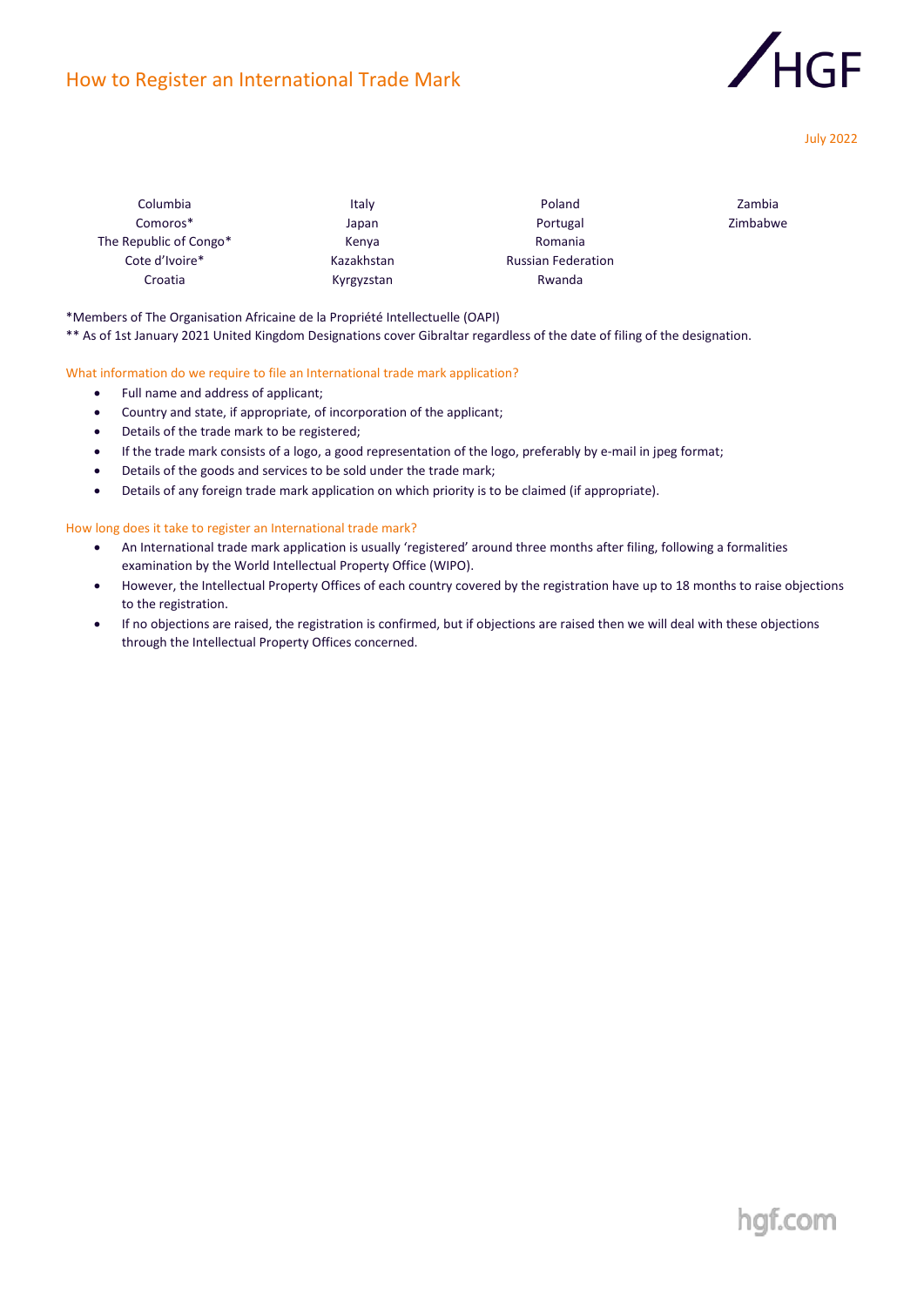| | | | |
|---|---|---|---|
| Columbia | Italy | Poland | Zambia |
| Comoros* | Japan | Portugal | Zimbabwe |
| The Republic of Congo* | Kenya | Romania | |
| Cote d'Ivoire* | Kazakhstan | Russian Federation | |
| Croatia | Kyrgyzstan | Rwanda | |

*Members of The Organisation Africaine de la Propriété Intellectuelle (OAPI)

** As of 1st January 2021 United Kingdom Designations cover Gibraltar regardless of the date of filing of the designation.

### What information do we require to file an International trade mark application?

- Full name and address of applicant;
- Country and state, if appropriate, of incorporation of the applicant;
- Details of the trade mark to be registered;
- If the trade mark consists of a logo, a good representation of the logo, preferably by e-mail in jpeg format;
- Details of the goods and services to be sold under the trade mark;
- Details of any foreign trade mark application on which priority is to be claimed (if appropriate).

### How long does it take to register an International trade mark?

- An International trade mark application is usually 'registered' around three months after filing, following a formalities examination by the World Intellectual Property Office (WIPO).
- However, the Intellectual Property Offices of each country covered by the registration have up to 18 months to raise objections to the registration.
- If no objections are raised, the registration is confirmed, but if objections are raised then we will deal with these objections through the Intellectual Property Offices concerned.